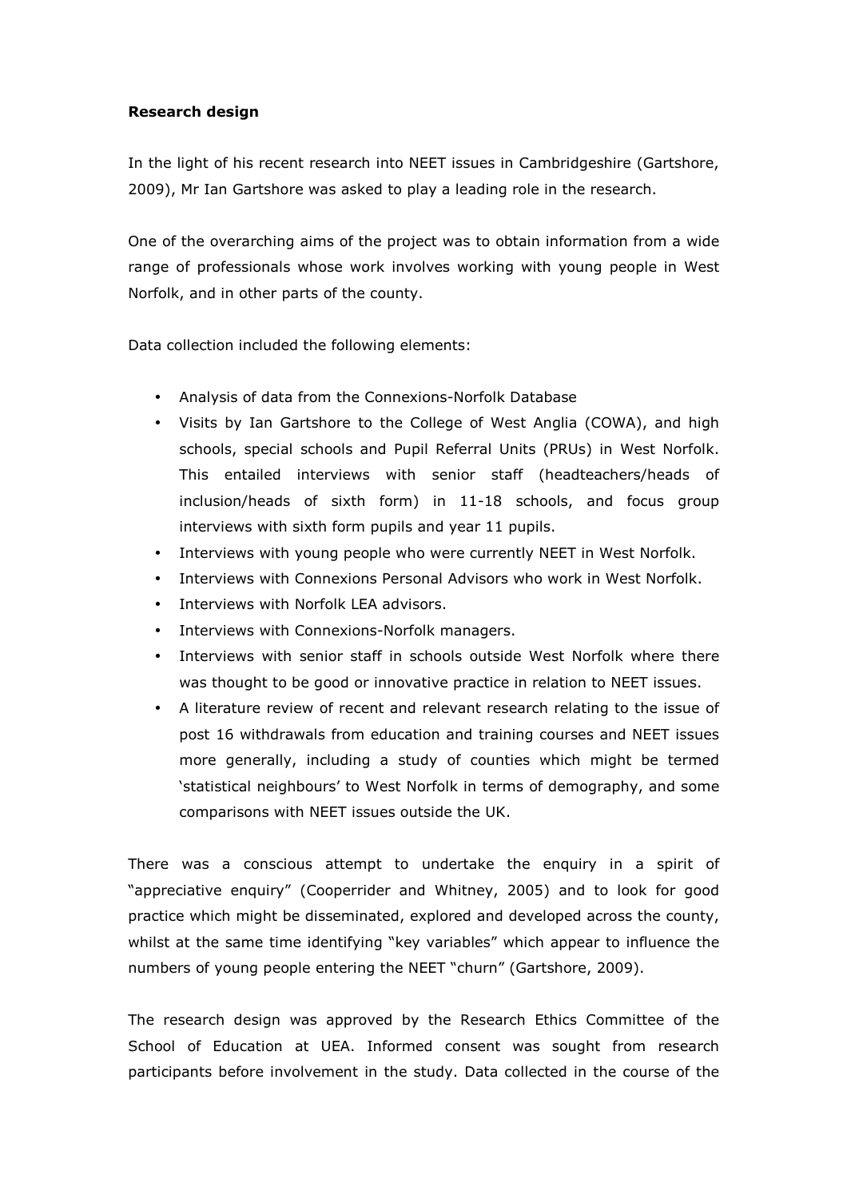**Research design**

In the light of his recent research into NEET issues in Cambridgeshire (Gartshore, 2009), Mr Ian Gartshore was asked to play a leading role in the research.

One of the overarching aims of the project was to obtain information from a wide range of professionals whose work involves working with young people in West Norfolk, and in other parts of the county.

Data collection included the following elements:

- Analysis of data from the Connexions-Norfolk Database
- Visits by Ian Gartshore to the College of West Anglia (COWA), and high schools, special schools and Pupil Referral Units (PRUs) in West Norfolk. This entailed interviews with senior staff (headteachers/heads of inclusion/heads of sixth form) in 11-18 schools, and focus group interviews with sixth form pupils and year 11 pupils.
- Interviews with young people who were currently NEET in West Norfolk.
- Interviews with Connexions Personal Advisors who work in West Norfolk.
- Interviews with Norfolk LEA advisors.
- Interviews with Connexions-Norfolk managers.
- Interviews with senior staff in schools outside West Norfolk where there was thought to be good or innovative practice in relation to NEET issues.
- A literature review of recent and relevant research relating to the issue of post 16 withdrawals from education and training courses and NEET issues more generally, including a study of counties which might be termed 'statistical neighbours' to West Norfolk in terms of demography, and some comparisons with NEET issues outside the UK.

There was a conscious attempt to undertake the enquiry in a spirit of "appreciative enquiry" (Cooperrider and Whitney, 2005) and to look for good practice which might be disseminated, explored and developed across the county, whilst at the same time identifying "key variables" which appear to influence the numbers of young people entering the NEET "churn" (Gartshore, 2009).

The research design was approved by the Research Ethics Committee of the School of Education at UEA. Informed consent was sought from research participants before involvement in the study. Data collected in the course of the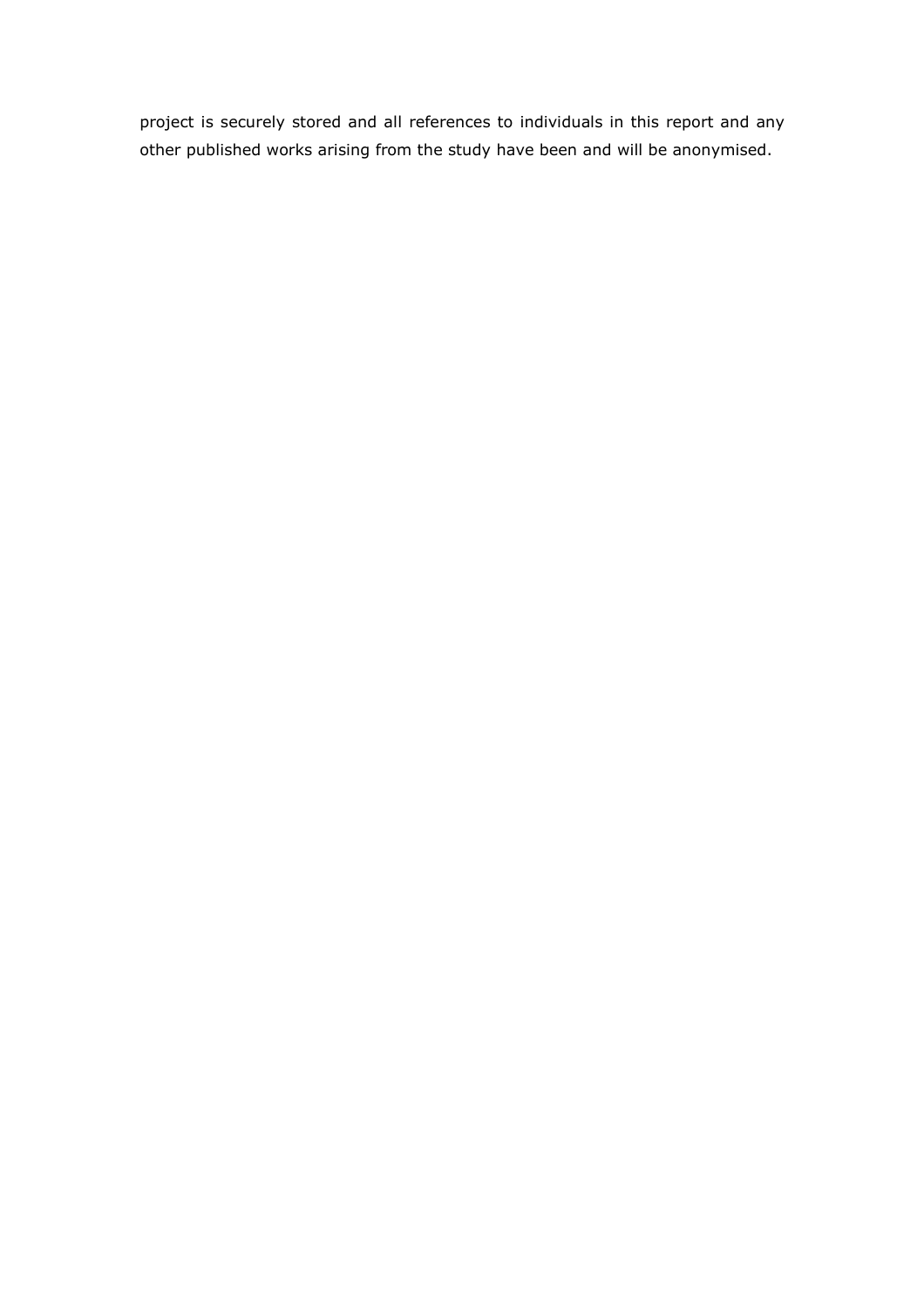project is securely stored and all references to individuals in this report and any other published works arising from the study have been and will be anonymised.